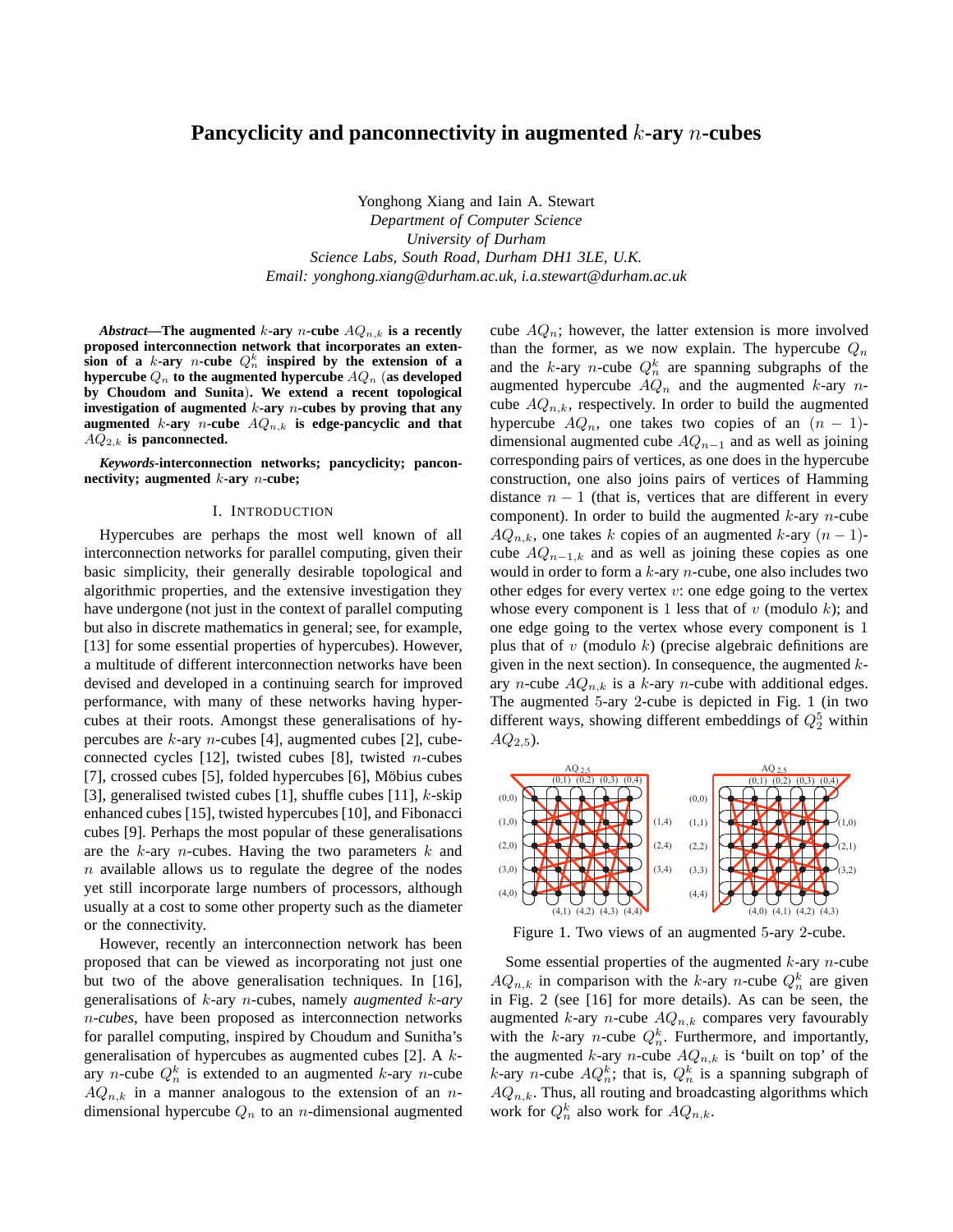# Pancyclicity and panconnectivity in augmented $k$-ary $n$-cubes

Yonghong Xiang and Iain A. Stewart
*Department of Computer Science*
*University of Durham*
*Science Labs, South Road, Durham DH1 3LE, U.K.*
*Email: yonghong.xiang@durham.ac.uk, i.a.stewart@durham.ac.uk*

***Abstract*—The augmented $k$-ary $n$-cube $AQ_{n,k}$ is a recently proposed interconnection network that incorporates an extension of a $k$-ary $n$-cube $Q_n^k$ inspired by the extension of a hypercube $Q_n$ to the augmented hypercube $AQ_n$ (as developed by Choudom and Sunita). We extend a recent topological investigation of augmented $k$-ary $n$-cubes by proving that any augmented $k$-ary $n$-cube $AQ_{n,k}$ is edge-pancyclic and that $AQ_{2,k}$ is panconnected.**

***Keywords*-interconnection networks; pancyclicity; panconnectivity; augmented $k$-ary $n$-cube;**

## I. Introduction

Hypercubes are perhaps the most well known of all interconnection networks for parallel computing, given their basic simplicity, their generally desirable topological and algorithmic properties, and the extensive investigation they have undergone (not just in the context of parallel computing but also in discrete mathematics in general; see, for example, [13] for some essential properties of hypercubes). However, a multitude of different interconnection networks have been devised and developed in a continuing search for improved performance, with many of these networks having hypercubes at their roots. Amongst these generalisations of hypercubes are $k$-ary $n$-cubes [4], augmented cubes [2], cube-connected cycles [12], twisted cubes [8], twisted $n$-cubes [7], crossed cubes [5], folded hypercubes [6], Möbius cubes [3], generalised twisted cubes [1], shuffle cubes [11], $k$-skip enhanced cubes [15], twisted hypercubes [10], and Fibonacci cubes [9]. Perhaps the most popular of these generalisations are the $k$-ary $n$-cubes. Having the two parameters $k$ and $n$ available allows us to regulate the degree of the nodes yet still incorporate large numbers of processors, although usually at a cost to some other property such as the diameter or the connectivity.

However, recently an interconnection network has been proposed that can be viewed as incorporating not just one but two of the above generalisation techniques. In [16], generalisations of $k$-ary $n$-cubes, namely *augmented $k$-ary $n$-cubes*, have been proposed as interconnection networks for parallel computing, inspired by Choudom and Sunitha's generalisation of hypercubes as augmented cubes [2]. A $k$-ary $n$-cube $Q_n^k$ is extended to an augmented $k$-ary $n$-cube $AQ_{n,k}$ in a manner analogous to the extension of an $n$-dimensional hypercube $Q_n$ to an $n$-dimensional augmented cube $AQ_n$; however, the latter extension is more involved than the former, as we now explain. The hypercube $Q_n$ and the $k$-ary $n$-cube $Q_n^k$ are spanning subgraphs of the augmented hypercube $AQ_n$ and the augmented $k$-ary $n$-cube $AQ_{n,k}$, respectively. In order to build the augmented hypercube $AQ_n$, one takes two copies of an $(n-1)$-dimensional augmented cube $AQ_{n-1}$ and as well as joining corresponding pairs of vertices, as one does in the hypercube construction, one also joins pairs of vertices of Hamming distance $n-1$ (that is, vertices that are different in every component). In order to build the augmented $k$-ary $n$-cube $AQ_{n,k}$, one takes $k$ copies of an augmented $k$-ary $(n-1)$-cube $AQ_{n-1,k}$ and as well as joining these copies as one would in order to form a $k$-ary $n$-cube, one also includes two other edges for every vertex $v$: one edge going to the vertex whose every component is 1 less that of $v$ (modulo $k$); and one edge going to the vertex whose every component is 1 plus that of $v$ (modulo $k$) (precise algebraic definitions are given in the next section). In consequence, the augmented $k$-ary $n$-cube $AQ_{n,k}$ is a $k$-ary $n$-cube with additional edges. The augmented 5-ary 2-cube is depicted in Fig. 1 (in two different ways, showing different embeddings of $Q_2^5$ within $AQ_{2,5}$).

Figure 1. Two views of an augmented 5-ary 2-cube.

Some essential properties of the augmented $k$-ary $n$-cube $AQ_{n,k}$ in comparison with the $k$-ary $n$-cube $Q_n^k$ are given in Fig. 2 (see [16] for more details). As can be seen, the augmented $k$-ary $n$-cube $AQ_{n,k}$ compares very favourably with the $k$-ary $n$-cube $Q_n^k$. Furthermore, and importantly, the augmented $k$-ary $n$-cube $AQ_{n,k}$ is 'built on top' of the $k$-ary $n$-cube $AQ_n^k$; that is, $Q_n^k$ is a spanning subgraph of $AQ_{n,k}$. Thus, all routing and broadcasting algorithms which work for $Q_n^k$ also work for $AQ_{n,k}$.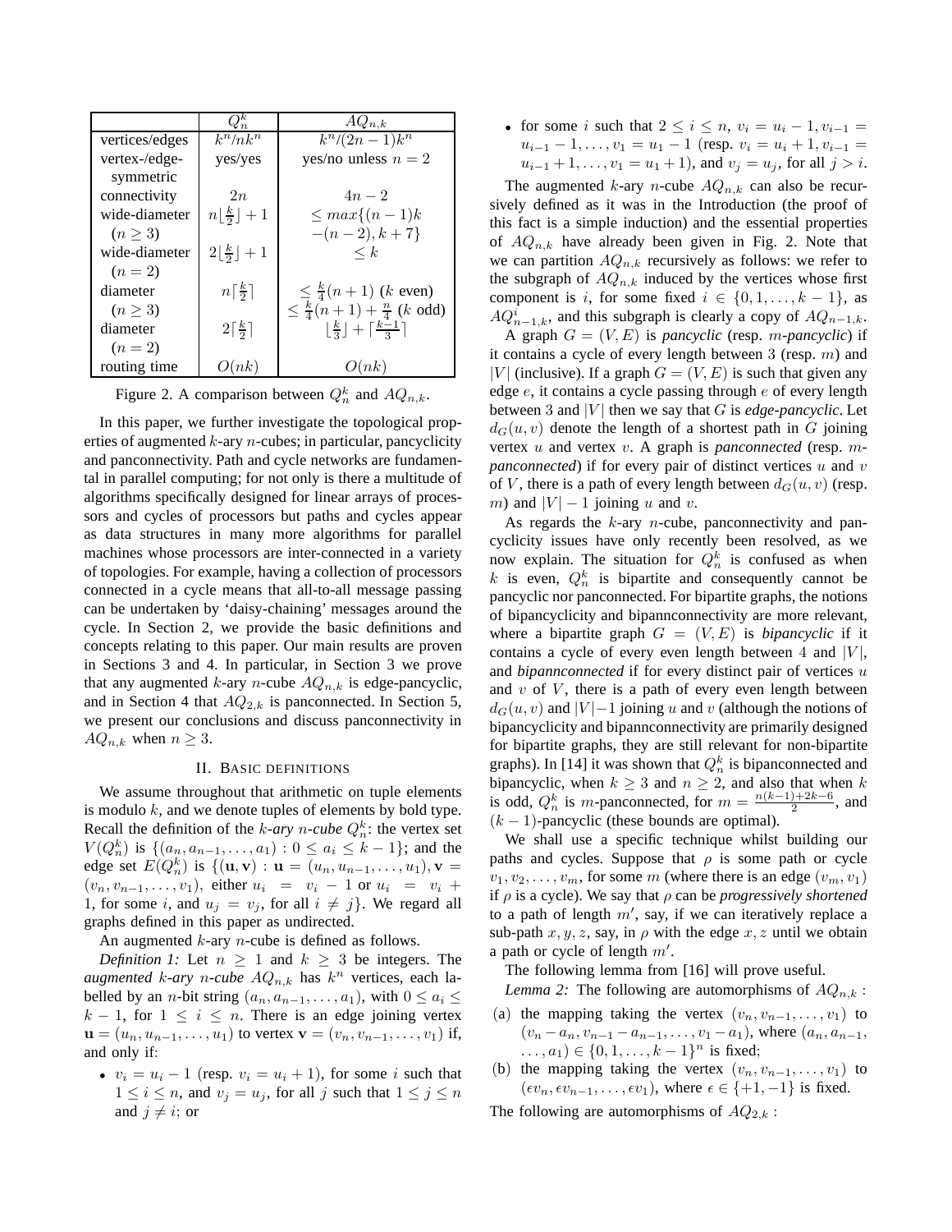|  | $Q_n^k$ | $AQ_{n,k}$ |
|---|---|---|
| vertices/edges | $k^n/nk^n$ | $k^n/(2n-1)k^n$ |
| vertex-/edge-symmetric | yes/yes | yes/no unless $n=2$ |
| connectivity | $2n$ | $4n-2$ |
| wide-diameter ($n \geq 3$) | $n\lfloor \frac{k}{2} \rfloor + 1$ | $\leq max\{(n-1)k$ $-(n-2), k+7\}$ |
| wide-diameter ($n=2$) | $2\lfloor \frac{k}{2} \rfloor + 1$ | $\leq k$ |
| diameter ($n \geq 3$) | $n\lceil \frac{k}{2} \rceil$ | $\leq \frac{k}{4}(n+1)$ ($k$ even) $\leq \frac{k}{4}(n+1) + \frac{n}{4}$ ($k$ odd) |
| diameter ($n=2$) | $2\lceil \frac{k}{2} \rceil$ | $\lfloor \frac{k}{3} \rfloor + \lceil \frac{k-1}{3} \rceil$ |
| routing time | $O(nk)$ | $O(nk)$ |

Figure 2. A comparison between $Q_n^k$ and $AQ_{n,k}$.

In this paper, we further investigate the topological properties of augmented $k$-ary $n$-cubes; in particular, pancyclicity and panconnectivity. Path and cycle networks are fundamental in parallel computing; for not only is there a multitude of algorithms specifically designed for linear arrays of processors and cycles of processors but paths and cycles appear as data structures in many more algorithms for parallel machines whose processors are inter-connected in a variety of topologies. For example, having a collection of processors connected in a cycle means that all-to-all message passing can be undertaken by 'daisy-chaining' messages around the cycle. In Section 2, we provide the basic definitions and concepts relating to this paper. Our main results are proven in Sections 3 and 4. In particular, in Section 3 we prove that any augmented $k$-ary $n$-cube $AQ_{n,k}$ is edge-pancyclic, and in Section 4 that $AQ_{2,k}$ is panconnected. In Section 5, we present our conclusions and discuss panconnectivity in $AQ_{n,k}$ when $n \geq 3$.

## II. Basic definitions

We assume throughout that arithmetic on tuple elements is modulo $k$, and we denote tuples of elements by bold type. Recall the definition of the *$k$-ary $n$-cube* $Q_n^k$: the vertex set $V(Q_n^k)$ is $\{(a_n, a_{n-1}, \ldots, a_1) : 0 \leq a_i \leq k-1\}$; and the edge set $E(Q_n^k)$ is $\{(\mathbf{u}, \mathbf{v}) : \mathbf{u} = (u_n, u_{n-1}, \ldots, u_1), \mathbf{v} = (v_n, v_{n-1}, \ldots, v_1)$, either $u_i = v_i - 1$ or $u_i = v_i + 1$, for some $i$, and $u_j = v_j$, for all $i \neq j\}$. We regard all graphs defined in this paper as undirected.

An augmented $k$-ary $n$-cube is defined as follows.

*Definition 1:* Let $n \geq 1$ and $k \geq 3$ be integers. The *augmented $k$-ary $n$-cube* $AQ_{n,k}$ has $k^n$ vertices, each labelled by an $n$-bit string $(a_n, a_{n-1}, \ldots, a_1)$, with $0 \leq a_i \leq k-1$, for $1 \leq i \leq n$. There is an edge joining vertex $\mathbf{u} = (u_n, u_{n-1}, \ldots, u_1)$ to vertex $\mathbf{v} = (v_n, v_{n-1}, \ldots, v_1)$ if, and only if:

- $v_i = u_i - 1$ (resp. $v_i = u_i + 1$), for some $i$ such that $1 \leq i \leq n$, and $v_j = u_j$, for all $j$ such that $1 \leq j \leq n$ and $j \neq i$; or
- for some $i$ such that $2 \leq i \leq n$, $v_i = u_i - 1, v_{i-1} = u_{i-1} - 1, \ldots, v_1 = u_1 - 1$ (resp. $v_i = u_i + 1, v_{i-1} = u_{i-1} + 1, \ldots, v_1 = u_1 + 1$), and $v_j = u_j$, for all $j > i$.

The augmented $k$-ary $n$-cube $AQ_{n,k}$ can also be recursively defined as it was in the Introduction (the proof of this fact is a simple induction) and the essential properties of $AQ_{n,k}$ have already been given in Fig. 2. Note that we can partition $AQ_{n,k}$ recursively as follows: we refer to the subgraph of $AQ_{n,k}$ induced by the vertices whose first component is $i$, for some fixed $i \in \{0, 1, \ldots, k-1\}$, as $AQ_{n-1,k}^i$, and this subgraph is clearly a copy of $AQ_{n-1,k}$.

A graph $G = (V, E)$ is *pancyclic* (resp. *$m$-pancyclic*) if it contains a cycle of every length between 3 (resp. $m$) and $|V|$ (inclusive). If a graph $G = (V, E)$ is such that given any edge $e$, it contains a cycle passing through $e$ of every length between 3 and $|V|$ then we say that $G$ is *edge-pancyclic*. Let $d_G(u, v)$ denote the length of a shortest path in $G$ joining vertex $u$ and vertex $v$. A graph is *panconnected* (resp. *$m$-panconnected*) if for every pair of distinct vertices $u$ and $v$ of $V$, there is a path of every length between $d_G(u, v)$ (resp. $m$) and $|V| - 1$ joining $u$ and $v$.

As regards the $k$-ary $n$-cube, panconnectivity and pancyclicity issues have only recently been resolved, as we now explain. The situation for $Q_n^k$ is confused as when $k$ is even, $Q_n^k$ is bipartite and consequently cannot be pancyclic nor panconnected. For bipartite graphs, the notions of bipancyclicity and bipannconnectivity are more relevant, where a bipartite graph $G = (V, E)$ is *bipancyclic* if it contains a cycle of every even length between 4 and $|V|$, and *bipannconnected* if for every distinct pair of vertices $u$ and $v$ of $V$, there is a path of every even length between $d_G(u, v)$ and $|V| - 1$ joining $u$ and $v$ (although the notions of bipancyclicity and bipannconnectivity are primarily designed for bipartite graphs, they are still relevant for non-bipartite graphs). In [14] it was shown that $Q_n^k$ is bipannconnected and bipancyclic, when $k \geq 3$ and $n \geq 2$, and also that when $k$ is odd, $Q_n^k$ is $m$-panconnected, for $m = \frac{n(k-1)+2k-6}{2}$, and $(k-1)$-pancyclic (these bounds are optimal).

We shall use a specific technique whilst building our paths and cycles. Suppose that $\rho$ is some path or cycle $v_1, v_2, \ldots, v_m$, for some $m$ (where there is an edge $(v_m, v_1)$ if $\rho$ is a cycle). We say that $\rho$ can be *progressively shortened* to a path of length $m'$, say, if we can iteratively replace a sub-path $x, y, z$, say, in $\rho$ with the edge $x, z$ until we obtain a path or cycle of length $m'$.

The following lemma from [16] will prove useful.

*Lemma 2:* The following are automorphisms of $AQ_{n,k}$ :

(a) the mapping taking the vertex $(v_n, v_{n-1}, \ldots, v_1)$ to $(v_n - a_n, v_{n-1} - a_{n-1}, \ldots, v_1 - a_1)$, where $(a_n, a_{n-1}, \ldots, a_1) \in \{0, 1, \ldots, k-1\}^n$ is fixed;

(b) the mapping taking the vertex $(v_n, v_{n-1}, \ldots, v_1)$ to $(\epsilon v_n, \epsilon v_{n-1}, \ldots, \epsilon v_1)$, where $\epsilon \in \{+1, -1\}$ is fixed.

The following are automorphisms of $AQ_{2,k}$ :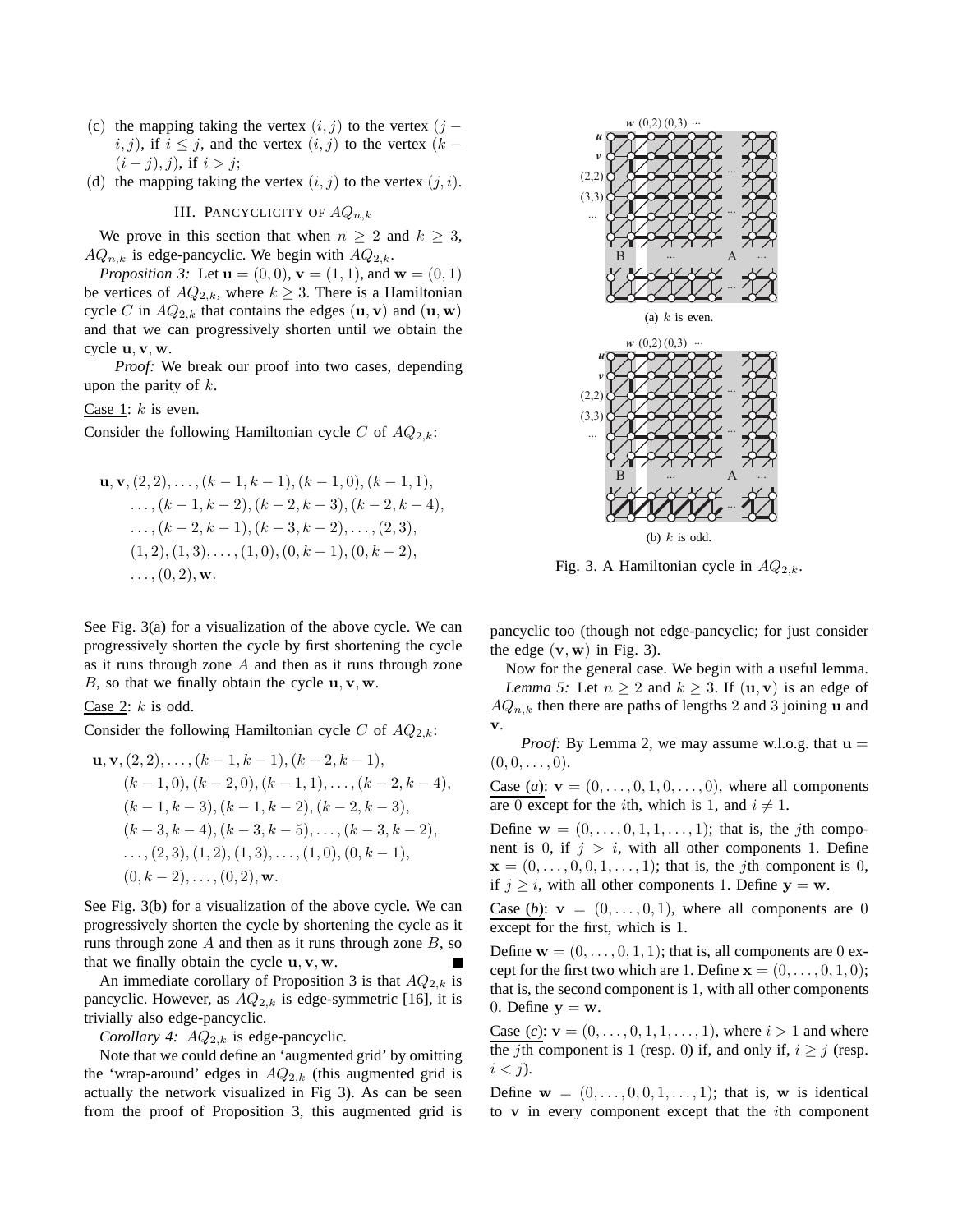(c) the mapping taking the vertex $(i, j)$ to the vertex $(j - i, j)$, if $i \leq j$, and the vertex $(i, j)$ to the vertex $(k - (i - j), j)$, if $i > j$;

(d) the mapping taking the vertex $(i, j)$ to the vertex $(j, i)$.

## III. Pancyclicity of $AQ_{n,k}$

We prove in this section that when $n \geq 2$ and $k \geq 3$, $AQ_{n,k}$ is edge-pancyclic. We begin with $AQ_{2,k}$.

*Proposition 3:* Let $\mathbf{u} = (0, 0)$, $\mathbf{v} = (1, 1)$, and $\mathbf{w} = (0, 1)$ be vertices of $AQ_{2,k}$, where $k \geq 3$. There is a Hamiltonian cycle $C$ in $AQ_{2,k}$ that contains the edges $(\mathbf{u}, \mathbf{v})$ and $(\mathbf{u}, \mathbf{w})$ and that we can progressively shorten until we obtain the cycle $\mathbf{u}, \mathbf{v}, \mathbf{w}$.

*Proof:* We break our proof into two cases, depending upon the parity of $k$.

Case 1: $k$ is even.

Consider the following Hamiltonian cycle $C$ of $AQ_{2,k}$:

$$\begin{aligned}
&\mathbf{u}, \mathbf{v}, (2, 2), \ldots, (k-1, k-1), (k-1, 0), (k-1, 1), \\
&\quad \ldots, (k-1, k-2), (k-2, k-3), (k-2, k-4), \\
&\quad \ldots, (k-2, k-1), (k-3, k-2), \ldots, (2, 3), \\
&\quad (1, 2), (1, 3), \ldots, (1, 0), (0, k-1), (0, k-2), \\
&\quad \ldots, (0, 2), \mathbf{w}.
\end{aligned}$$

See Fig. 3(a) for a visualization of the above cycle. We can progressively shorten the cycle by first shortening the cycle as it runs through zone $A$ and then as it runs through zone $B$, so that we finally obtain the cycle $\mathbf{u}, \mathbf{v}, \mathbf{w}$.

Case 2: $k$ is odd.

Consider the following Hamiltonian cycle $C$ of $AQ_{2,k}$:

$$\begin{aligned}
&\mathbf{u}, \mathbf{v}, (2, 2), \ldots, (k-1, k-1), (k-2, k-1), \\
&\quad (k-1, 0), (k-2, 0), (k-1, 1), \ldots, (k-2, k-4), \\
&\quad (k-1, k-3), (k-1, k-2), (k-2, k-3), \\
&\quad (k-3, k-4), (k-3, k-5), \ldots, (k-3, k-2), \\
&\quad \ldots, (2, 3), (1, 2), (1, 3), \ldots, (1, 0), (0, k-1), \\
&\quad (0, k-2), \ldots, (0, 2), \mathbf{w}.
\end{aligned}$$

See Fig. 3(b) for a visualization of the above cycle. We can progressively shorten the cycle by shortening the cycle as it runs through zone $A$ and then as it runs through zone $B$, so that we finally obtain the cycle $\mathbf{u}, \mathbf{v}, \mathbf{w}$. ∎

(a) $k$ is even.

(b) $k$ is odd.

Fig. 3. A Hamiltonian cycle in $AQ_{2,k}$.

An immediate corollary of Proposition 3 is that $AQ_{2,k}$ is pancyclic. However, as $AQ_{2,k}$ is edge-symmetric [16], it is trivially also edge-pancyclic.

*Corollary 4:* $AQ_{2,k}$ is edge-pancyclic.

Note that we could define an 'augmented grid' by omitting the 'wrap-around' edges in $AQ_{2,k}$ (this augmented grid is actually the network visualized in Fig 3). As can be seen from the proof of Proposition 3, this augmented grid is pancyclic too (though not edge-pancyclic; for just consider the edge $(\mathbf{v}, \mathbf{w})$ in Fig. 3).

Now for the general case. We begin with a useful lemma.

*Lemma 5:* Let $n \geq 2$ and $k \geq 3$. If $(\mathbf{u}, \mathbf{v})$ is an edge of $AQ_{n,k}$ then there are paths of lengths 2 and 3 joining $\mathbf{u}$ and $\mathbf{v}$.

*Proof:* By Lemma 2, we may assume w.l.o.g. that $\mathbf{u} = (0, 0, \ldots, 0)$.

Case (*a*): $\mathbf{v} = (0, \ldots, 0, 1, 0, \ldots, 0)$, where all components are 0 except for the $i$th, which is 1, and $i \neq 1$.

Define $\mathbf{w} = (0, \ldots, 0, 1, 1, \ldots, 1)$; that is, the $j$th component is 0, if $j > i$, with all other components 1. Define $\mathbf{x} = (0, \ldots, 0, 0, 1, \ldots, 1)$; that is, the $j$th component is 0, if $j \geq i$, with all other components 1. Define $\mathbf{y} = \mathbf{w}$.

Case (*b*): $\mathbf{v} = (0, \ldots, 0, 1)$, where all components are 0 except for the first, which is 1.

Define $\mathbf{w} = (0, \ldots, 0, 1, 1)$; that is, all components are 0 except for the first two which are 1. Define $\mathbf{x} = (0, \ldots, 0, 1, 0)$; that is, the second component is 1, with all other components 0. Define $\mathbf{y} = \mathbf{w}$.

Case (*c*): $\mathbf{v} = (0, \ldots, 0, 1, 1, \ldots, 1)$, where $i > 1$ and where the $j$th component is 1 (resp. 0) if, and only if, $i \geq j$ (resp. $i < j$).

Define $\mathbf{w} = (0, \ldots, 0, 0, 1, \ldots, 1)$; that is, $\mathbf{w}$ is identical to $\mathbf{v}$ in every component except that the $i$th component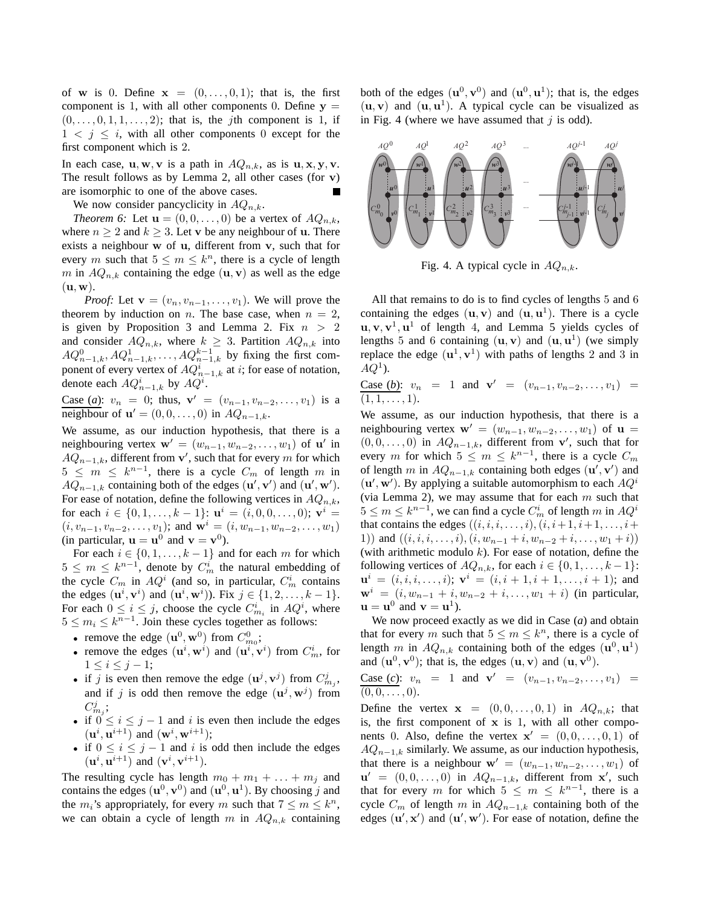of $\mathbf{w}$ is 0. Define $\mathbf{x} = (0, \ldots, 0, 1)$; that is, the first component is 1, with all other components 0. Define $\mathbf{y} = (0, \ldots, 0, 1, 1, \ldots, 2)$; that is, the $j$th component is 1, if $1 < j \leq i$, with all other components 0 except for the first component which is 2.

In each case, $\mathbf{u}, \mathbf{w}, \mathbf{v}$ is a path in $AQ_{n,k}$, as is $\mathbf{u}, \mathbf{x}, \mathbf{y}, \mathbf{v}$. The result follows as by Lemma 2, all other cases (for $\mathbf{v}$) are isomorphic to one of the above cases. ∎

We now consider pancyclicity in $AQ_{n,k}$.

*Theorem 6:* Let $\mathbf{u} = (0, 0, \ldots, 0)$ be a vertex of $AQ_{n,k}$, where $n \geq 2$ and $k \geq 3$. Let $\mathbf{v}$ be any neighbour of $\mathbf{u}$. There exists a neighbour $\mathbf{w}$ of $\mathbf{u}$, different from $\mathbf{v}$, such that for every $m$ such that $5 \leq m \leq k^n$, there is a cycle of length $m$ in $AQ_{n,k}$ containing the edge $(\mathbf{u}, \mathbf{v})$ as well as the edge $(\mathbf{u}, \mathbf{w})$.

*Proof:* Let $\mathbf{v} = (v_n, v_{n-1}, \ldots, v_1)$. We will prove the theorem by induction on $n$. The base case, when $n = 2$, is given by Proposition 3 and Lemma 2. Fix $n > 2$ and consider $AQ_{n,k}$, where $k \geq 3$. Partition $AQ_{n,k}$ into $AQ^0_{n-1,k}, AQ^1_{n-1,k}, \ldots, AQ^{k-1}_{n-1,k}$ by fixing the first component of every vertex of $AQ^i_{n-1,k}$ at $i$; for ease of notation, denote each $AQ^i_{n-1,k}$ by $AQ^i$.

Case (*a*): $v_n = 0$; thus, $\mathbf{v}' = (v_{n-1}, v_{n-2}, \ldots, v_1)$ is a neighbour of $\mathbf{u}' = (0, 0, \ldots, 0)$ in $AQ_{n-1,k}$.

We assume, as our induction hypothesis, that there is a neighbouring vertex $\mathbf{w}' = (w_{n-1}, w_{n-2}, \ldots, w_1)$ of $\mathbf{u}'$ in $AQ_{n-1,k}$, different from $\mathbf{v}'$, such that for every $m$ for which $5 \leq m \leq k^{n-1}$, there is a cycle $C_m$ of length $m$ in $AQ_{n-1,k}$ containing both of the edges $(\mathbf{u}', \mathbf{v}')$ and $(\mathbf{u}', \mathbf{w}')$. For ease of notation, define the following vertices in $AQ_{n,k}$, for each $i \in \{0, 1, \ldots, k-1\}$: $\mathbf{u}^i = (i, 0, 0, \ldots, 0)$; $\mathbf{v}^i = (i, v_{n-1}, v_{n-2}, \ldots, v_1)$; and $\mathbf{w}^i = (i, w_{n-1}, w_{n-2}, \ldots, w_1)$ (in particular, $\mathbf{u} = \mathbf{u}^0$ and $\mathbf{v} = \mathbf{v}^0$).

For each $i \in \{0, 1, \ldots, k-1\}$ and for each $m$ for which $5 \leq m \leq k^{n-1}$, denote by $C^i_m$ the natural embedding of the cycle $C_m$ in $AQ^i$ (and so, in particular, $C^i_m$ contains the edges $(\mathbf{u}^i, \mathbf{v}^i)$ and $(\mathbf{u}^i, \mathbf{w}^i)$). Fix $j \in \{1, 2, \ldots, k-1\}$. For each $0 \leq i \leq j$, choose the cycle $C^i_{m_i}$ in $AQ^i$, where $5 \leq m_i \leq k^{n-1}$. Join these cycles together as follows:

- remove the edge $(\mathbf{u}^0, \mathbf{w}^0)$ from $C^0_{m_0}$;
- remove the edges $(\mathbf{u}^i, \mathbf{w}^i)$ and $(\mathbf{u}^i, \mathbf{v}^i)$ from $C^i_m$, for $1 \leq i \leq j-1$;
- if $j$ is even then remove the edge $(\mathbf{u}^j, \mathbf{v}^j)$ from $C^j_{m_j}$, and if $j$ is odd then remove the edge $(\mathbf{u}^j, \mathbf{w}^j)$ from $C^j_{m_j}$;
- if $0 \leq i \leq j-1$ and $i$ is even then include the edges $(\mathbf{u}^i, \mathbf{u}^{i+1})$ and $(\mathbf{w}^i, \mathbf{w}^{i+1})$;
- if $0 \leq i \leq j-1$ and $i$ is odd then include the edges $(\mathbf{u}^i, \mathbf{u}^{i+1})$ and $(\mathbf{v}^i, \mathbf{v}^{i+1})$.

The resulting cycle has length $m_0 + m_1 + \ldots + m_j$ and contains the edges $(\mathbf{u}^0, \mathbf{v}^0)$ and $(\mathbf{u}^0, \mathbf{u}^1)$. By choosing $j$ and the $m_i$'s appropriately, for every $m$ such that $7 \leq m \leq k^n$, we can obtain a cycle of length $m$ in $AQ_{n,k}$ containing both of the edges $(\mathbf{u}^0, \mathbf{v}^0)$ and $(\mathbf{u}^0, \mathbf{u}^1)$; that is, the edges $(\mathbf{u}, \mathbf{v})$ and $(\mathbf{u}, \mathbf{u}^1)$. A typical cycle can be visualized as in Fig. 4 (where we have assumed that $j$ is odd).

Fig. 4. A typical cycle in $AQ_{n,k}$.

All that remains to do is to find cycles of lengths 5 and 6 containing the edges $(\mathbf{u}, \mathbf{v})$ and $(\mathbf{u}, \mathbf{u}^1)$. There is a cycle $\mathbf{u}, \mathbf{v}, \mathbf{v}^1, \mathbf{u}^1$ of length 4, and Lemma 5 yields cycles of lengths 5 and 6 containing $(\mathbf{u}, \mathbf{v})$ and $(\mathbf{u}, \mathbf{u}^1)$ (we simply replace the edge $(\mathbf{u}^1, \mathbf{v}^1)$ with paths of lengths 2 and 3 in $AQ^1$).

Case (*b*): $v_n = 1$ and $\mathbf{v}' = (v_{n-1}, v_{n-2}, \ldots, v_1) = (1, 1, \ldots, 1)$.

We assume, as our induction hypothesis, that there is a neighbouring vertex $\mathbf{w}' = (w_{n-1}, w_{n-2}, \ldots, w_1)$ of $\mathbf{u} = (0, 0, \ldots, 0)$ in $AQ_{n-1,k}$, different from $\mathbf{v}'$, such that for every $m$ for which $5 \leq m \leq k^{n-1}$, there is a cycle $C_m$ of length $m$ in $AQ_{n-1,k}$ containing both edges $(\mathbf{u}', \mathbf{v}')$ and $(\mathbf{u}', \mathbf{w}')$. By applying a suitable automorphism to each $AQ^i$ (via Lemma 2), we may assume that for each $m$ such that $5 \leq m \leq k^{n-1}$, we can find a cycle $C^i_m$ of length $m$ in $AQ^i$ that contains the edges $((i, i, i, \ldots, i), (i, i+1, i+1, \ldots, i+1))$ and $((i, i, i, \ldots, i), (i, w_{n-1}+i, w_{n-2}+i, \ldots, w_1+i))$ (with arithmetic modulo $k$). For ease of notation, define the following vertices of $AQ_{n,k}$, for each $i \in \{0, 1, \ldots, k-1\}$: $\mathbf{u}^i = (i, i, i, \ldots, i)$; $\mathbf{v}^i = (i, i+1, i+1, \ldots, i+1)$; and $\mathbf{w}^i = (i, w_{n-1}+i, w_{n-2}+i, \ldots, w_1+i)$ (in particular, $\mathbf{u} = \mathbf{u}^0$ and $\mathbf{v} = \mathbf{u}^1$).

We now proceed exactly as we did in Case (*a*) and obtain that for every $m$ such that $5 \leq m \leq k^n$, there is a cycle of length $m$ in $AQ_{n,k}$ containing both of the edges $(\mathbf{u}^0, \mathbf{u}^1)$ and $(\mathbf{u}^0, \mathbf{v}^0)$; that is, the edges $(\mathbf{u}, \mathbf{v})$ and $(\mathbf{u}, \mathbf{v}^0)$.

Case (*c*): $v_n = 1$ and $\mathbf{v}' = (v_{n-1}, v_{n-2}, \ldots, v_1) = (0, 0, \ldots, 0)$.

Define the vertex $\mathbf{x} = (0, 0, \ldots, 0, 1)$ in $AQ_{n,k}$; that is, the first component of $\mathbf{x}$ is 1, with all other components 0. Also, define the vertex $\mathbf{x}' = (0, 0, \ldots, 0, 1)$ of $AQ_{n-1,k}$ similarly. We assume, as our induction hypothesis, that there is a neighbour $\mathbf{w}' = (w_{n-1}, w_{n-2}, \ldots, w_1)$ of $\mathbf{u}' = (0, 0, \ldots, 0)$ in $AQ_{n-1,k}$, different from $\mathbf{x}'$, such that for every $m$ for which $5 \leq m \leq k^{n-1}$, there is a cycle $C_m$ of length $m$ in $AQ_{n-1,k}$ containing both of the edges $(\mathbf{u}', \mathbf{x}')$ and $(\mathbf{u}', \mathbf{w}')$. For ease of notation, define the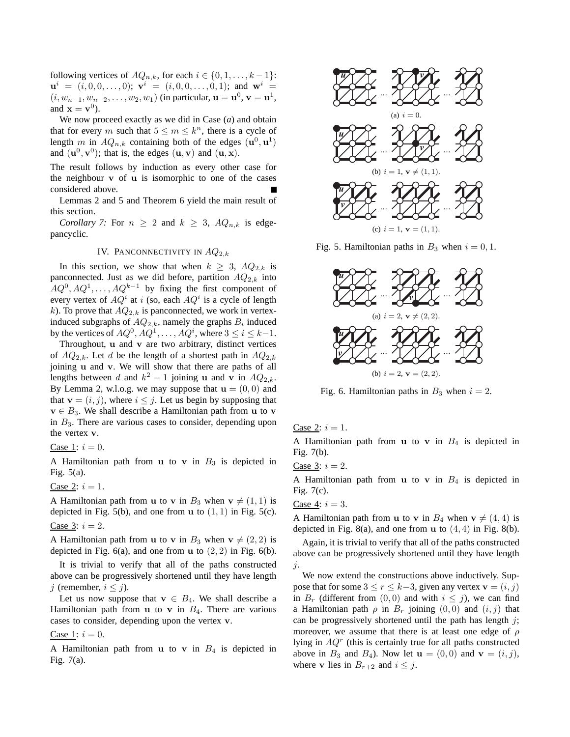following vertices of $AQ_{n,k}$, for each $i \in \{0, 1, \ldots, k-1\}$: $\mathbf{u}^i = (i, 0, 0, \ldots, 0)$; $\mathbf{v}^i = (i, 0, 0, \ldots, 0, 1)$; and $\mathbf{w}^i = (i, w_{n-1}, w_{n-2}, \ldots, w_2, w_1)$ (in particular, $\mathbf{u} = \mathbf{u}^0$, $\mathbf{v} = \mathbf{u}^1$, and $\mathbf{x} = \mathbf{v}^0$).

We now proceed exactly as we did in Case (*a*) and obtain that for every $m$ such that $5 \leq m \leq k^n$, there is a cycle of length $m$ in $AQ_{n,k}$ containing both of the edges $(\mathbf{u}^0, \mathbf{u}^1)$ and $(\mathbf{u}^0, \mathbf{v}^0)$; that is, the edges $(\mathbf{u}, \mathbf{v})$ and $(\mathbf{u}, \mathbf{x})$.

The result follows by induction as every other case for the neighbour $\mathbf{v}$ of $\mathbf{u}$ is isomorphic to one of the cases considered above. ∎

Lemmas 2 and 5 and Theorem 6 yield the main result of this section.

*Corollary 7:* For $n \geq 2$ and $k \geq 3$, $AQ_{n,k}$ is edge-pancyclic.

## IV. Panconnectivity in $AQ_{2,k}$

In this section, we show that when $k \geq 3$, $AQ_{2,k}$ is panconnected. Just as we did before, partition $AQ_{2,k}$ into $AQ^0, AQ^1, \ldots, AQ^{k-1}$ by fixing the first component of every vertex of $AQ^i$ at $i$ (so, each $AQ^i$ is a cycle of length $k$). To prove that $AQ_{2,k}$ is panconnected, we work in vertex-induced subgraphs of $AQ_{2,k}$, namely the graphs $B_i$ induced by the vertices of $AQ^0, AQ^1, \ldots, AQ^i$, where $3 \leq i \leq k-1$.

Throughout, $\mathbf{u}$ and $\mathbf{v}$ are two arbitrary, distinct vertices of $AQ_{2,k}$. Let $d$ be the length of a shortest path in $AQ_{2,k}$ joining $\mathbf{u}$ and $\mathbf{v}$. We will show that there are paths of all lengths between $d$ and $k^2 - 1$ joining $\mathbf{u}$ and $\mathbf{v}$ in $AQ_{2,k}$. By Lemma 2, w.l.o.g. we may suppose that $\mathbf{u} = (0, 0)$ and that $\mathbf{v} = (i, j)$, where $i \leq j$. Let us begin by supposing that $\mathbf{v} \in B_3$. We shall describe a Hamiltonian path from $\mathbf{u}$ to $\mathbf{v}$ in $B_3$. There are various cases to consider, depending upon the vertex $\mathbf{v}$.

Case 1: $i = 0$.

A Hamiltonian path from $\mathbf{u}$ to $\mathbf{v}$ in $B_3$ is depicted in Fig. 5(a).

Case 2: $i = 1$.

A Hamiltonian path from $\mathbf{u}$ to $\mathbf{v}$ in $B_3$ when $\mathbf{v} \neq (1, 1)$ is depicted in Fig. 5(b), and one from $\mathbf{u}$ to $(1, 1)$ in Fig. 5(c).

Case 3: $i = 2$.

A Hamiltonian path from $\mathbf{u}$ to $\mathbf{v}$ in $B_3$ when $\mathbf{v} \neq (2, 2)$ is depicted in Fig. 6(a), and one from $\mathbf{u}$ to $(2, 2)$ in Fig. 6(b).

It is trivial to verify that all of the paths constructed above can be progressively shortened until they have length $j$ (remember, $i \leq j$).

Let us now suppose that $\mathbf{v} \in B_4$. We shall describe a Hamiltonian path from $\mathbf{u}$ to $\mathbf{v}$ in $B_4$. There are various cases to consider, depending upon the vertex $\mathbf{v}$.

Case 1: $i = 0$.

A Hamiltonian path from $\mathbf{u}$ to $\mathbf{v}$ in $B_4$ is depicted in Fig. 7(a).

(a) $i = 0$.

(b) $i = 1$, $\mathbf{v} \neq (1, 1)$.

(c) $i = 1$, $\mathbf{v} = (1, 1)$.

Fig. 5. Hamiltonian paths in $B_3$ when $i = 0, 1$.

(a) $i = 2$, $\mathbf{v} \neq (2, 2)$.

(b) $i = 2$, $\mathbf{v} = (2, 2)$.

Fig. 6. Hamiltonian paths in $B_3$ when $i = 2$.

Case 2: $i = 1$.

A Hamiltonian path from $\mathbf{u}$ to $\mathbf{v}$ in $B_4$ is depicted in Fig. 7(b).

Case 3: $i = 2$.

A Hamiltonian path from $\mathbf{u}$ to $\mathbf{v}$ in $B_4$ is depicted in Fig. 7(c).

Case 4: $i = 3$.

A Hamiltonian path from $\mathbf{u}$ to $\mathbf{v}$ in $B_4$ when $\mathbf{v} \neq (4, 4)$ is depicted in Fig. 8(a), and one from $\mathbf{u}$ to $(4, 4)$ in Fig. 8(b).

Again, it is trivial to verify that all of the paths constructed above can be progressively shortened until they have length $j$.

We now extend the constructions above inductively. Suppose that for some $3 \leq r \leq k-3$, given any vertex $\mathbf{v} = (i, j)$ in $B_r$ (different from $(0, 0)$ and with $i \leq j$), we can find a Hamiltonian path $\rho$ in $B_r$ joining $(0, 0)$ and $(i, j)$ that can be progressively shortened until the path has length $j$; moreover, we assume that there is at least one edge of $\rho$ lying in $AQ^r$ (this is certainly true for all paths constructed above in $B_3$ and $B_4$). Now let $\mathbf{u} = (0, 0)$ and $\mathbf{v} = (i, j)$, where $\mathbf{v}$ lies in $B_{r+2}$ and $i \leq j$.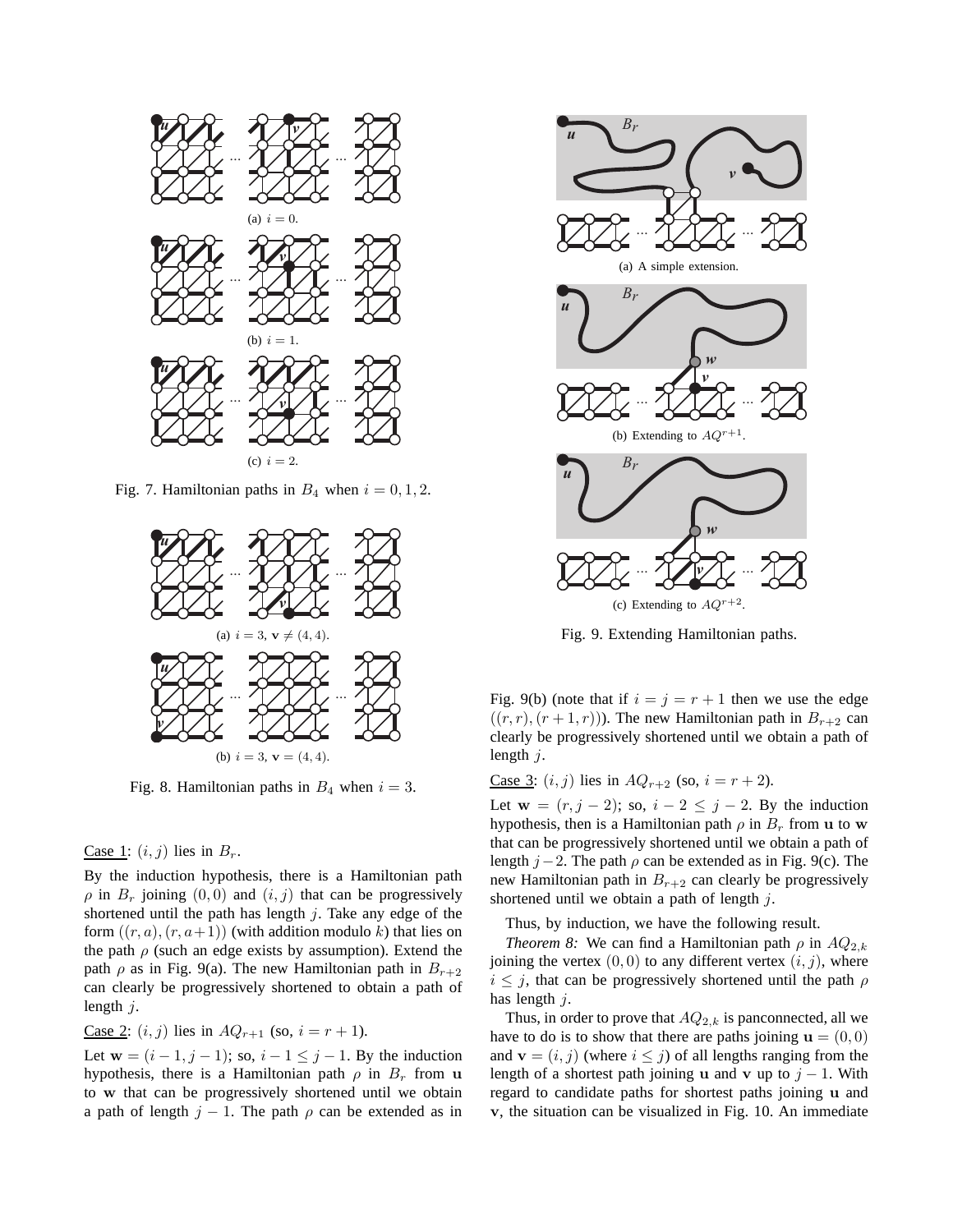(a) $i = 0$.

(b) $i = 1$.

(c) $i = 2$.

Fig. 7. Hamiltonian paths in $B_4$ when $i = 0, 1, 2$.

(a) $i = 3$, $\mathbf{v} \neq (4, 4)$.

(b) $i = 3$, $\mathbf{v} = (4, 4)$.

Fig. 8. Hamiltonian paths in $B_4$ when $i = 3$.

Case 1: $(i, j)$ lies in $B_r$.

By the induction hypothesis, there is a Hamiltonian path $\rho$ in $B_r$ joining $(0, 0)$ and $(i, j)$ that can be progressively shortened until the path has length $j$. Take any edge of the form $((r, a), (r, a+1))$ (with addition modulo $k$) that lies on the path $\rho$ (such an edge exists by assumption). Extend the path $\rho$ as in Fig. 9(a). The new Hamiltonian path in $B_{r+2}$ can clearly be progressively shortened to obtain a path of length $j$.

Case 2: $(i, j)$ lies in $AQ_{r+1}$ (so, $i = r + 1$).

Let $\mathbf{w} = (i - 1, j - 1)$; so, $i - 1 \leq j - 1$. By the induction hypothesis, there is a Hamiltonian path $\rho$ in $B_r$ from $\mathbf{u}$ to $\mathbf{w}$ that can be progressively shortened until we obtain a path of length $j - 1$. The path $\rho$ can be extended as in

(a) A simple extension.

(b) Extending to $AQ^{r+1}$.

(c) Extending to $AQ^{r+2}$.

Fig. 9. Extending Hamiltonian paths.

Fig. 9(b) (note that if $i = j = r + 1$ then we use the edge $((r, r), (r + 1, r))$). The new Hamiltonian path in $B_{r+2}$ can clearly be progressively shortened until we obtain a path of length $j$.

Case 3: $(i, j)$ lies in $AQ_{r+2}$ (so, $i = r + 2$).

Let $\mathbf{w} = (r, j - 2)$; so, $i - 2 \leq j - 2$. By the induction hypothesis, then is a Hamiltonian path $\rho$ in $B_r$ from $\mathbf{u}$ to $\mathbf{w}$ that can be progressively shortened until we obtain a path of length $j - 2$. The path $\rho$ can be extended as in Fig. 9(c). The new Hamiltonian path in $B_{r+2}$ can clearly be progressively shortened until we obtain a path of length $j$.

Thus, by induction, we have the following result.

*Theorem 8:* We can find a Hamiltonian path $\rho$ in $AQ_{2,k}$ joining the vertex $(0, 0)$ to any different vertex $(i, j)$, where $i \leq j$, that can be progressively shortened until the path $\rho$ has length $j$.

Thus, in order to prove that $AQ_{2,k}$ is panconnected, all we have to do is to show that there are paths joining $\mathbf{u} = (0, 0)$ and $\mathbf{v} = (i, j)$ (where $i \leq j$) of all lengths ranging from the length of a shortest path joining $\mathbf{u}$ and $\mathbf{v}$ up to $j - 1$. With regard to candidate paths for shortest paths joining $\mathbf{u}$ and $\mathbf{v}$, the situation can be visualized in Fig. 10. An immediate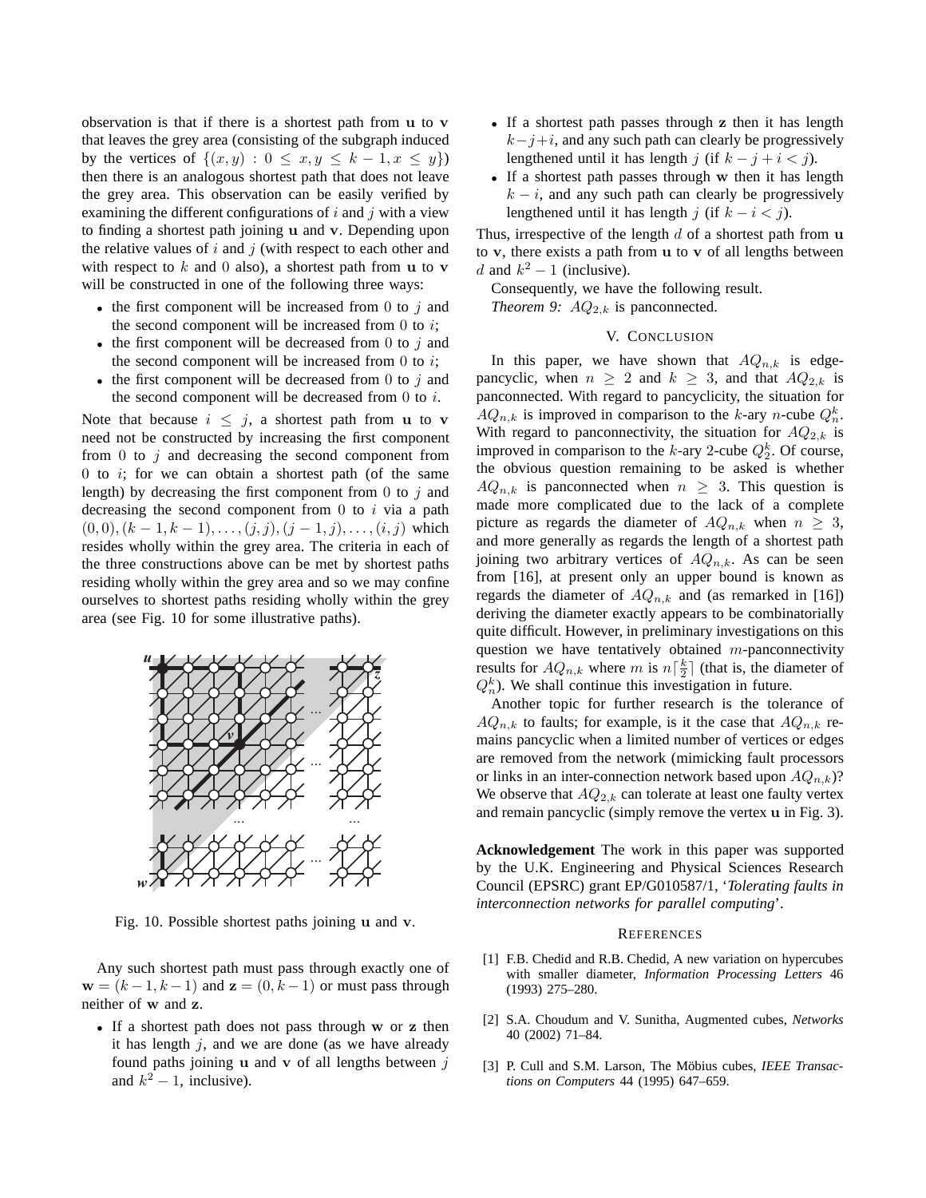observation is that if there is a shortest path from $\mathbf{u}$ to $\mathbf{v}$ that leaves the grey area (consisting of the subgraph induced by the vertices of $\{(x,y) : 0 \leq x, y \leq k-1, x \leq y\}$) then there is an analogous shortest path that does not leave the grey area. This observation can be easily verified by examining the different configurations of $i$ and $j$ with a view to finding a shortest path joining $\mathbf{u}$ and $\mathbf{v}$. Depending upon the relative values of $i$ and $j$ (with respect to each other and with respect to $k$ and $0$ also), a shortest path from $\mathbf{u}$ to $\mathbf{v}$ will be constructed in one of the following three ways:

- the first component will be increased from $0$ to $j$ and the second component will be increased from $0$ to $i$;
- the first component will be decreased from $0$ to $j$ and the second component will be increased from $0$ to $i$;
- the first component will be decreased from $0$ to $j$ and the second component will be decreased from $0$ to $i$.

Note that because $i \leq j$, a shortest path from $\mathbf{u}$ to $\mathbf{v}$ need not be constructed by increasing the first component from $0$ to $j$ and decreasing the second component from $0$ to $i$; for we can obtain a shortest path (of the same length) by decreasing the first component from $0$ to $j$ and decreasing the second component from $0$ to $i$ via a path $(0,0),(k-1,k-1),\ldots,(j,j),(j-1,j),\ldots,(i,j)$ which resides wholly within the grey area. The criteria in each of the three constructions above can be met by shortest paths residing wholly within the grey area and so we may confine ourselves to shortest paths residing wholly within the grey area (see Fig. 10 for some illustrative paths).

Fig. 10. Possible shortest paths joining $\mathbf{u}$ and $\mathbf{v}$.

Any such shortest path must pass through exactly one of $\mathbf{w} = (k-1,k-1)$ and $\mathbf{z} = (0,k-1)$ or must pass through neither of $\mathbf{w}$ and $\mathbf{z}$.

- If a shortest path does not pass through $\mathbf{w}$ or $\mathbf{z}$ then it has length $j$, and we are done (as we have already found paths joining $\mathbf{u}$ and $\mathbf{v}$ of all lengths between $j$ and $k^2-1$, inclusive).
- If a shortest path passes through $\mathbf{z}$ then it has length $k-j+i$, and any such path can clearly be progressively lengthened until it has length $j$ (if $k-j+i < j$).
- If a shortest path passes through $\mathbf{w}$ then it has length $k-i$, and any such path can clearly be progressively lengthened until it has length $j$ (if $k-i < j$).

Thus, irrespective of the length $d$ of a shortest path from $\mathbf{u}$ to $\mathbf{v}$, there exists a path from $\mathbf{u}$ to $\mathbf{v}$ of all lengths between $d$ and $k^2-1$ (inclusive).

Consequently, we have the following result.

*Theorem 9:* $AQ_{2,k}$ is panconnected.

## V. Conclusion

In this paper, we have shown that $AQ_{n,k}$ is edge-pancyclic, when $n \geq 2$ and $k \geq 3$, and that $AQ_{2,k}$ is panconnected. With regard to pancyclicity, the situation for $AQ_{n,k}$ is improved in comparison to the $k$-ary $n$-cube $Q_n^k$. With regard to panconnectivity, the situation for $AQ_{2,k}$ is improved in comparison to the $k$-ary 2-cube $Q_2^k$. Of course, the obvious question remaining to be asked is whether $AQ_{n,k}$ is panconnected when $n \geq 3$. This question is made more complicated due to the lack of a complete picture as regards the diameter of $AQ_{n,k}$ when $n \geq 3$, and more generally as regards the length of a shortest path joining two arbitrary vertices of $AQ_{n,k}$. As can be seen from [16], at present only an upper bound is known as regards the diameter of $AQ_{n,k}$ and (as remarked in [16]) deriving the diameter exactly appears to be combinatorially quite difficult. However, in preliminary investigations on this question we have tentatively obtained $m$-panconnectivity results for $AQ_{n,k}$ where $m$ is $n\lceil \frac{k}{2} \rceil$ (that is, the diameter of $Q_n^k$). We shall continue this investigation in future.

Another topic for further research is the tolerance of $AQ_{n,k}$ to faults; for example, is it the case that $AQ_{n,k}$ remains pancyclic when a limited number of vertices or edges are removed from the network (mimicking fault processors or links in an inter-connection network based upon $AQ_{n,k}$)? We observe that $AQ_{2,k}$ can tolerate at least one faulty vertex and remain pancyclic (simply remove the vertex $\mathbf{u}$ in Fig. 3).

**Acknowledgement** The work in this paper was supported by the U.K. Engineering and Physical Sciences Research Council (EPSRC) grant EP/G010587/1, '*Tolerating faults in interconnection networks for parallel computing*'.

## References

[1] F.B. Chedid and R.B. Chedid, A new variation on hypercubes with smaller diameter, *Information Processing Letters* 46 (1993) 275–280.

[2] S.A. Choudum and V. Sunitha, Augmented cubes, *Networks* 40 (2002) 71–84.

[3] P. Cull and S.M. Larson, The Möbius cubes, *IEEE Transactions on Computers* 44 (1995) 647–659.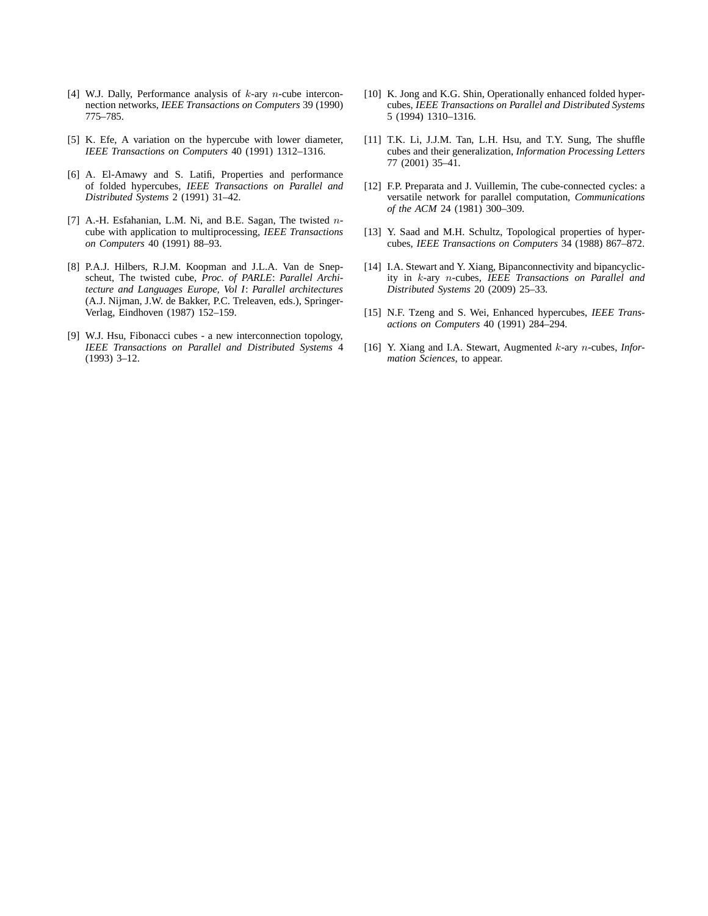[4] W.J. Dally, Performance analysis of $k$-ary $n$-cube interconnection networks, *IEEE Transactions on Computers* 39 (1990) 775–785.

[5] K. Efe, A variation on the hypercube with lower diameter, *IEEE Transactions on Computers* 40 (1991) 1312–1316.

[6] A. El-Amawy and S. Latifi, Properties and performance of folded hypercubes, *IEEE Transactions on Parallel and Distributed Systems* 2 (1991) 31–42.

[7] A.-H. Esfahanian, L.M. Ni, and B.E. Sagan, The twisted $n$-cube with application to multiprocessing, *IEEE Transactions on Computers* 40 (1991) 88–93.

[8] P.A.J. Hilbers, R.J.M. Koopman and J.L.A. Van de Snepscheut, The twisted cube, *Proc. of PARLE*: *Parallel Architecture and Languages Europe, Vol I*: *Parallel architectures* (A.J. Nijman, J.W. de Bakker, P.C. Treleaven, eds.), Springer-Verlag, Eindhoven (1987) 152–159.

[9] W.J. Hsu, Fibonacci cubes - a new interconnection topology, *IEEE Transactions on Parallel and Distributed Systems* 4 (1993) 3–12.

[10] K. Jong and K.G. Shin, Operationally enhanced folded hypercubes, *IEEE Transactions on Parallel and Distributed Systems* 5 (1994) 1310–1316.

[11] T.K. Li, J.J.M. Tan, L.H. Hsu, and T.Y. Sung, The shuffle cubes and their generalization, *Information Processing Letters* 77 (2001) 35–41.

[12] F.P. Preparata and J. Vuillemin, The cube-connected cycles: a versatile network for parallel computation, *Communications of the ACM* 24 (1981) 300–309.

[13] Y. Saad and M.H. Schultz, Topological properties of hypercubes, *IEEE Transactions on Computers* 34 (1988) 867–872.

[14] I.A. Stewart and Y. Xiang, Bipanconnectivity and bipancyclicity in $k$-ary $n$-cubes, *IEEE Transactions on Parallel and Distributed Systems* 20 (2009) 25–33.

[15] N.F. Tzeng and S. Wei, Enhanced hypercubes, *IEEE Transactions on Computers* 40 (1991) 284–294.

[16] Y. Xiang and I.A. Stewart, Augmented $k$-ary $n$-cubes, *Information Sciences*, to appear.